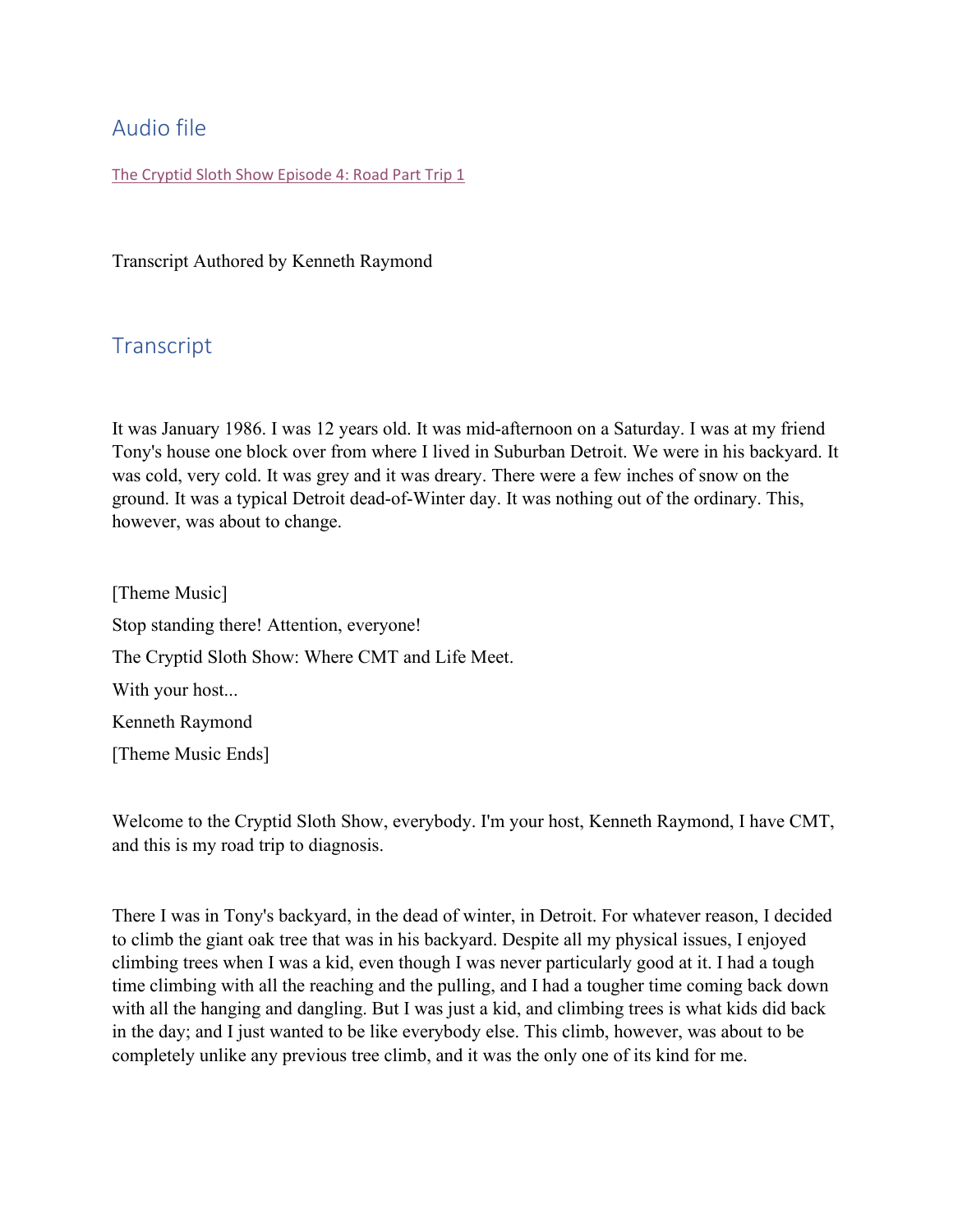## Audio file

[The Cryptid Sloth Show Episode 4: Road Part Trip 1]

Transcript Authored by Kenneth Raymond

## Transcript

It was January 1986. I was 12 years old. It was mid-afternoon on a Saturday. I was at my friend Tony's house one block over from where I lived in Suburban Detroit. We were in his backyard. It was cold, very cold. It was grey and it was dreary. There were a few inches of snow on the ground. It was a typical Detroit dead-of-Winter day. It was nothing out of the ordinary. This, however, was about to change.

[Theme Music]

Stop standing there! Attention, everyone!

The Cryptid Sloth Show: Where CMT and Life Meet.

With your host...

Kenneth Raymond

[Theme Music Ends]

Welcome to the Cryptid Sloth Show, everybody. I'm your host, Kenneth Raymond, I have CMT, and this is my road trip to diagnosis.

There I was in Tony's backyard, in the dead of winter, in Detroit. For whatever reason, I decided to climb the giant oak tree that was in his backyard. Despite all my physical issues, I enjoyed climbing trees when I was a kid, even though I was never particularly good at it. I had a tough time climbing with all the reaching and the pulling, and I had a tougher time coming back down with all the hanging and dangling. But I was just a kid, and climbing trees is what kids did back in the day; and I just wanted to be like everybody else. This climb, however, was about to be completely unlike any previous tree climb, and it was the only one of its kind for me.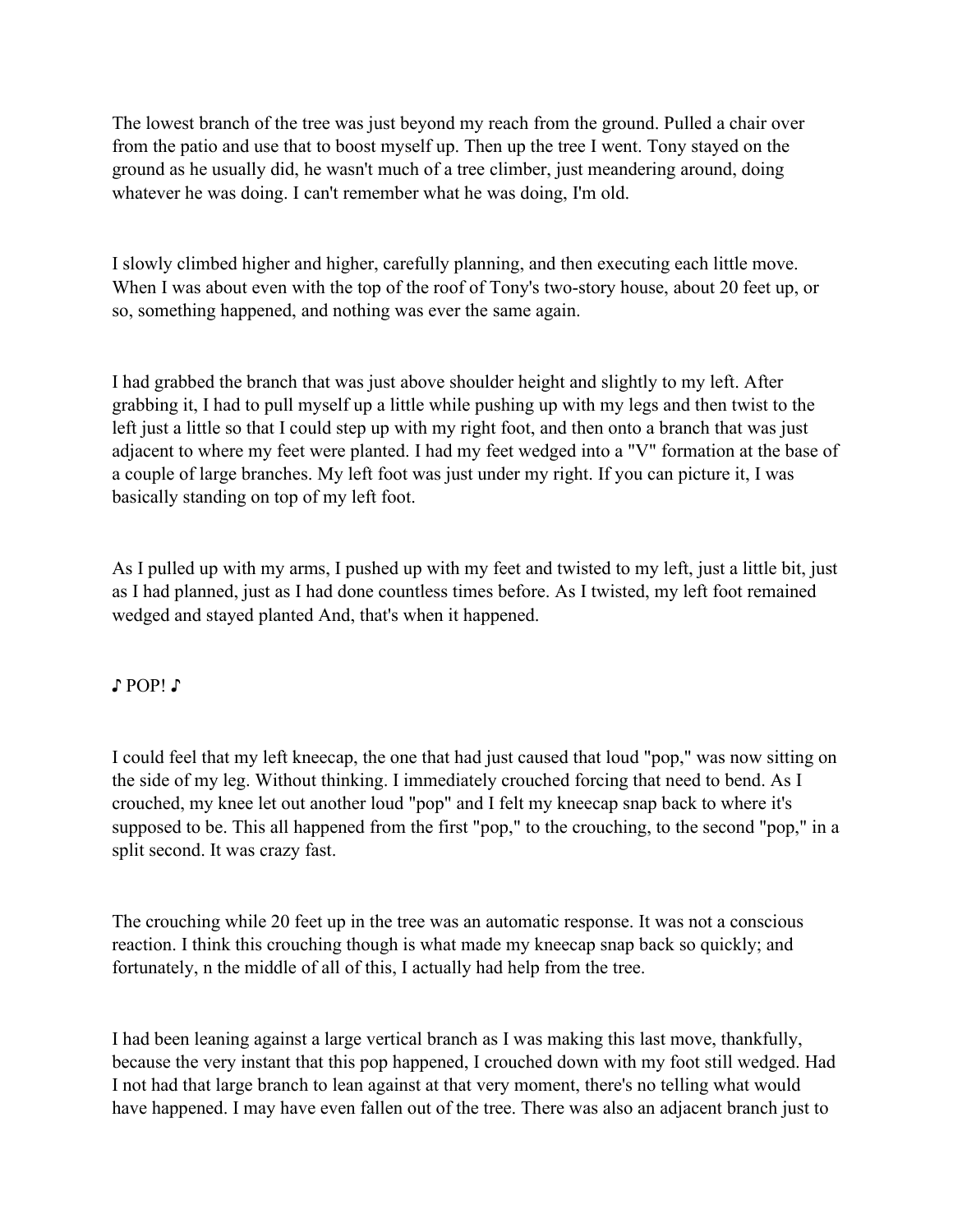The lowest branch of the tree was just beyond my reach from the ground. Pulled a chair over from the patio and use that to boost myself up. Then up the tree I went. Tony stayed on the ground as he usually did, he wasn't much of a tree climber, just meandering around, doing whatever he was doing. I can't remember what he was doing, I'm old.

I slowly climbed higher and higher, carefully planning, and then executing each little move. When I was about even with the top of the roof of Tony's two-story house, about 20 feet up, or so, something happened, and nothing was ever the same again.

I had grabbed the branch that was just above shoulder height and slightly to my left. After grabbing it, I had to pull myself up a little while pushing up with my legs and then twist to the left just a little so that I could step up with my right foot, and then onto a branch that was just adjacent to where my feet were planted. I had my feet wedged into a "V" formation at the base of a couple of large branches. My left foot was just under my right. If you can picture it, I was basically standing on top of my left foot.

As I pulled up with my arms, I pushed up with my feet and twisted to my left, just a little bit, just as I had planned, just as I had done countless times before. As I twisted, my left foot remained wedged and stayed planted And, that's when it happened.

♪ POP! ♪

I could feel that my left kneecap, the one that had just caused that loud "pop," was now sitting on the side of my leg. Without thinking. I immediately crouched forcing that need to bend. As I crouched, my knee let out another loud "pop" and I felt my kneecap snap back to where it's supposed to be. This all happened from the first "pop," to the crouching, to the second "pop," in a split second. It was crazy fast.

The crouching while 20 feet up in the tree was an automatic response. It was not a conscious reaction. I think this crouching though is what made my kneecap snap back so quickly; and fortunately, n the middle of all of this, I actually had help from the tree.

I had been leaning against a large vertical branch as I was making this last move, thankfully, because the very instant that this pop happened, I crouched down with my foot still wedged. Had I not had that large branch to lean against at that very moment, there's no telling what would have happened. I may have even fallen out of the tree. There was also an adjacent branch just to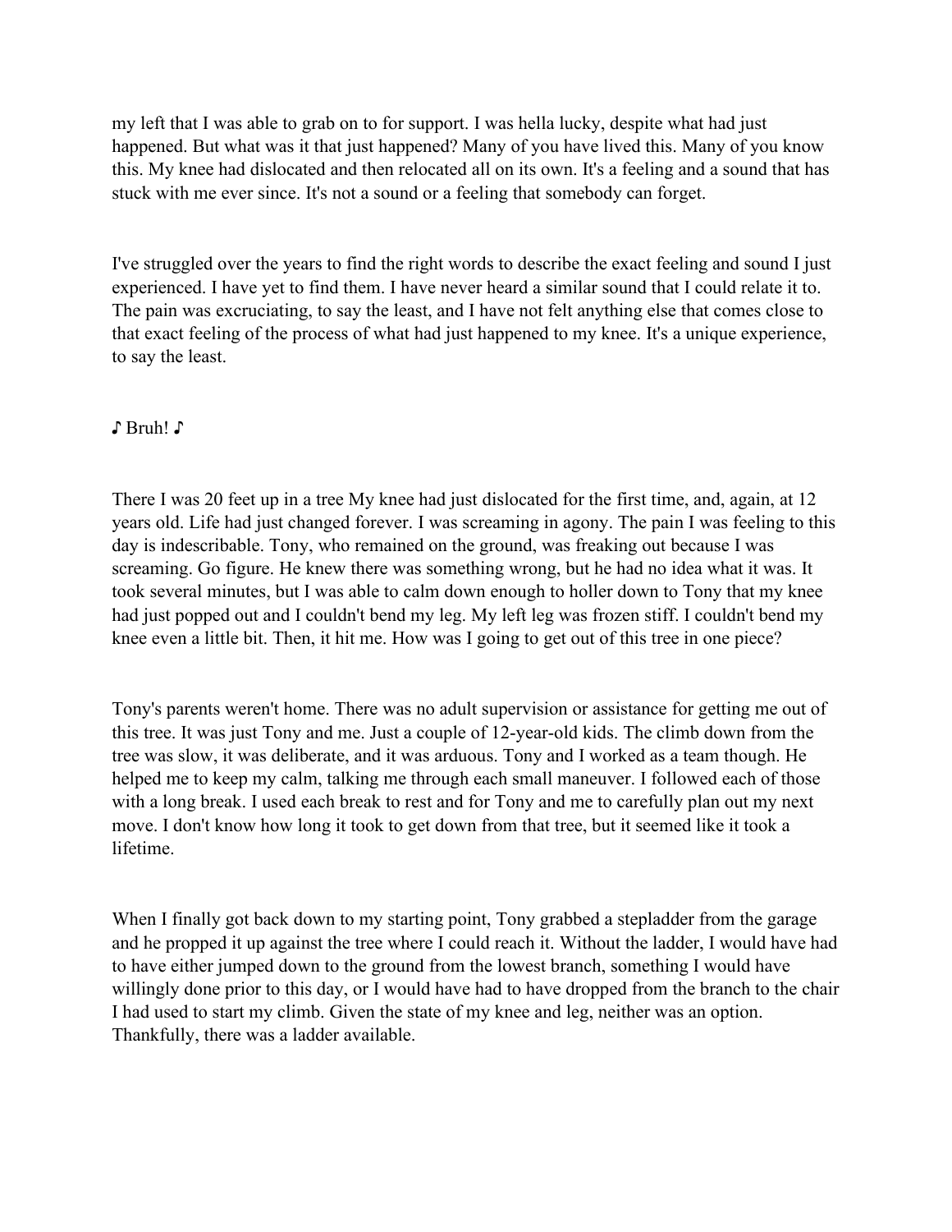my left that I was able to grab on to for support. I was hella lucky, despite what had just happened. But what was it that just happened? Many of you have lived this. Many of you know this. My knee had dislocated and then relocated all on its own. It's a feeling and a sound that has stuck with me ever since. It's not a sound or a feeling that somebody can forget.

I've struggled over the years to find the right words to describe the exact feeling and sound I just experienced. I have yet to find them. I have never heard a similar sound that I could relate it to. The pain was excruciating, to say the least, and I have not felt anything else that comes close to that exact feeling of the process of what had just happened to my knee. It's a unique experience, to say the least.

♪ Bruh! ♪

There I was 20 feet up in a tree My knee had just dislocated for the first time, and, again, at 12 years old. Life had just changed forever. I was screaming in agony. The pain I was feeling to this day is indescribable. Tony, who remained on the ground, was freaking out because I was screaming. Go figure. He knew there was something wrong, but he had no idea what it was. It took several minutes, but I was able to calm down enough to holler down to Tony that my knee had just popped out and I couldn't bend my leg. My left leg was frozen stiff. I couldn't bend my knee even a little bit. Then, it hit me. How was I going to get out of this tree in one piece?

Tony's parents weren't home. There was no adult supervision or assistance for getting me out of this tree. It was just Tony and me. Just a couple of 12-year-old kids. The climb down from the tree was slow, it was deliberate, and it was arduous. Tony and I worked as a team though. He helped me to keep my calm, talking me through each small maneuver. I followed each of those with a long break. I used each break to rest and for Tony and me to carefully plan out my next move. I don't know how long it took to get down from that tree, but it seemed like it took a lifetime.

When I finally got back down to my starting point, Tony grabbed a stepladder from the garage and he propped it up against the tree where I could reach it. Without the ladder, I would have had to have either jumped down to the ground from the lowest branch, something I would have willingly done prior to this day, or I would have had to have dropped from the branch to the chair I had used to start my climb. Given the state of my knee and leg, neither was an option. Thankfully, there was a ladder available.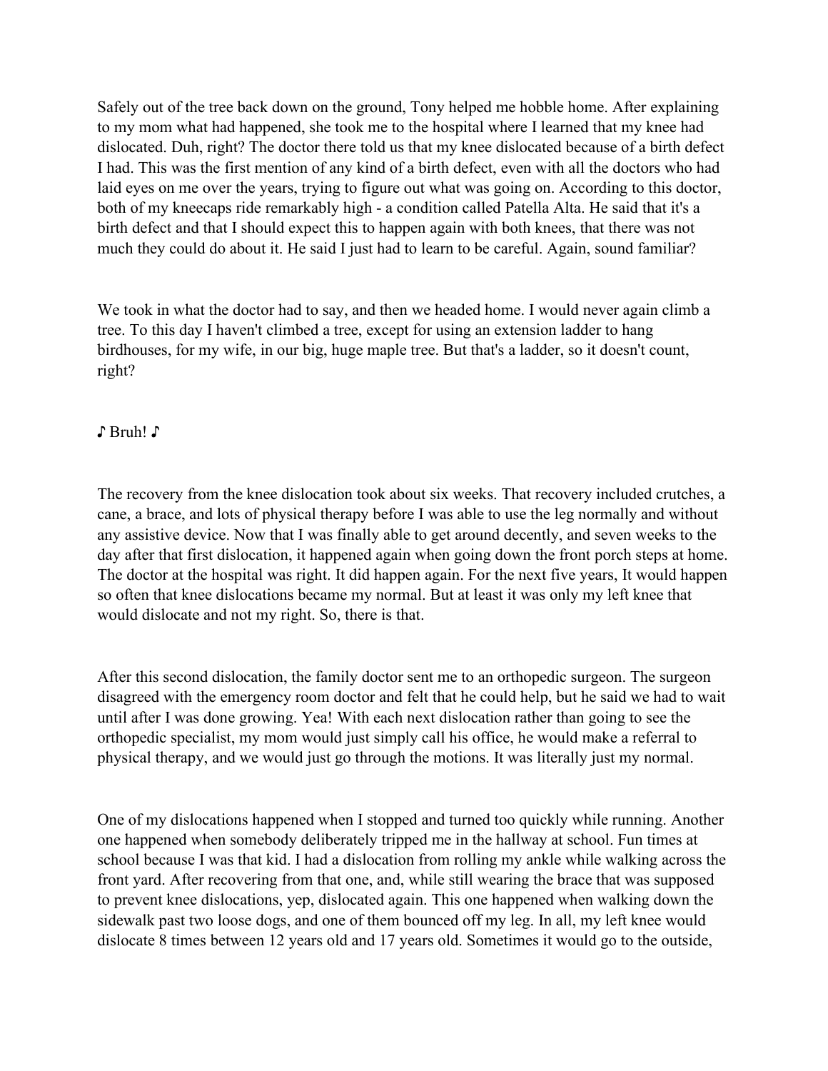Safely out of the tree back down on the ground, Tony helped me hobble home. After explaining to my mom what had happened, she took me to the hospital where I learned that my knee had dislocated. Duh, right? The doctor there told us that my knee dislocated because of a birth defect I had. This was the first mention of any kind of a birth defect, even with all the doctors who had laid eyes on me over the years, trying to figure out what was going on. According to this doctor, both of my kneecaps ride remarkably high - a condition called Patella Alta. He said that it's a birth defect and that I should expect this to happen again with both knees, that there was not much they could do about it. He said I just had to learn to be careful. Again, sound familiar?

We took in what the doctor had to say, and then we headed home. I would never again climb a tree. To this day I haven't climbed a tree, except for using an extension ladder to hang birdhouses, for my wife, in our big, huge maple tree. But that's a ladder, so it doesn't count, right?

♪ Bruh! ♪

The recovery from the knee dislocation took about six weeks. That recovery included crutches, a cane, a brace, and lots of physical therapy before I was able to use the leg normally and without any assistive device. Now that I was finally able to get around decently, and seven weeks to the day after that first dislocation, it happened again when going down the front porch steps at home. The doctor at the hospital was right. It did happen again. For the next five years, It would happen so often that knee dislocations became my normal. But at least it was only my left knee that would dislocate and not my right. So, there is that.

After this second dislocation, the family doctor sent me to an orthopedic surgeon. The surgeon disagreed with the emergency room doctor and felt that he could help, but he said we had to wait until after I was done growing. Yea! With each next dislocation rather than going to see the orthopedic specialist, my mom would just simply call his office, he would make a referral to physical therapy, and we would just go through the motions. It was literally just my normal.

One of my dislocations happened when I stopped and turned too quickly while running. Another one happened when somebody deliberately tripped me in the hallway at school. Fun times at school because I was that kid. I had a dislocation from rolling my ankle while walking across the front yard. After recovering from that one, and, while still wearing the brace that was supposed to prevent knee dislocations, yep, dislocated again. This one happened when walking down the sidewalk past two loose dogs, and one of them bounced off my leg. In all, my left knee would dislocate 8 times between 12 years old and 17 years old. Sometimes it would go to the outside,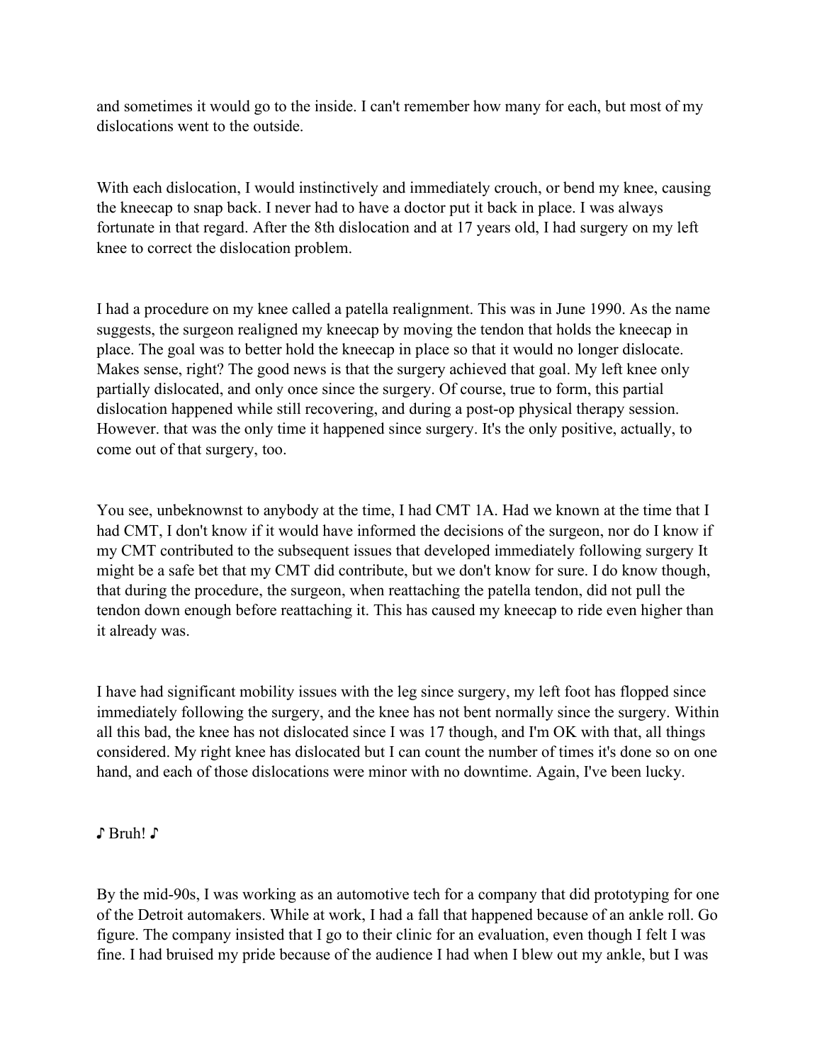and sometimes it would go to the inside. I can't remember how many for each, but most of my dislocations went to the outside.

With each dislocation, I would instinctively and immediately crouch, or bend my knee, causing the kneecap to snap back. I never had to have a doctor put it back in place. I was always fortunate in that regard. After the 8th dislocation and at 17 years old, I had surgery on my left knee to correct the dislocation problem.

I had a procedure on my knee called a patella realignment. This was in June 1990. As the name suggests, the surgeon realigned my kneecap by moving the tendon that holds the kneecap in place. The goal was to better hold the kneecap in place so that it would no longer dislocate. Makes sense, right? The good news is that the surgery achieved that goal. My left knee only partially dislocated, and only once since the surgery. Of course, true to form, this partial dislocation happened while still recovering, and during a post-op physical therapy session. However. that was the only time it happened since surgery. It's the only positive, actually, to come out of that surgery, too.

You see, unbeknownst to anybody at the time, I had CMT 1A. Had we known at the time that I had CMT, I don't know if it would have informed the decisions of the surgeon, nor do I know if my CMT contributed to the subsequent issues that developed immediately following surgery It might be a safe bet that my CMT did contribute, but we don't know for sure. I do know though, that during the procedure, the surgeon, when reattaching the patella tendon, did not pull the tendon down enough before reattaching it. This has caused my kneecap to ride even higher than it already was.

I have had significant mobility issues with the leg since surgery, my left foot has flopped since immediately following the surgery, and the knee has not bent normally since the surgery. Within all this bad, the knee has not dislocated since I was 17 though, and I'm OK with that, all things considered. My right knee has dislocated but I can count the number of times it's done so on one hand, and each of those dislocations were minor with no downtime. Again, I've been lucky.

♪ Bruh! ♪

By the mid-90s, I was working as an automotive tech for a company that did prototyping for one of the Detroit automakers. While at work, I had a fall that happened because of an ankle roll. Go figure. The company insisted that I go to their clinic for an evaluation, even though I felt I was fine. I had bruised my pride because of the audience I had when I blew out my ankle, but I was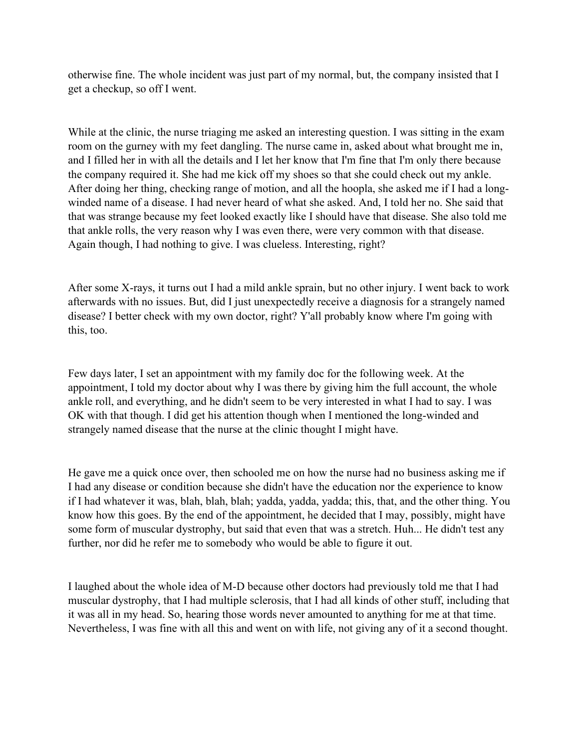otherwise fine. The whole incident was just part of my normal, but, the company insisted that I get a checkup, so off I went.

While at the clinic, the nurse triaging me asked an interesting question. I was sitting in the exam room on the gurney with my feet dangling. The nurse came in, asked about what brought me in, and I filled her in with all the details and I let her know that I'm fine that I'm only there because the company required it. She had me kick off my shoes so that she could check out my ankle. After doing her thing, checking range of motion, and all the hoopla, she asked me if I had a long-winded name of a disease. I had never heard of what she asked. And, I told her no. She said that that was strange because my feet looked exactly like I should have that disease. She also told me that ankle rolls, the very reason why I was even there, were very common with that disease. Again though, I had nothing to give. I was clueless. Interesting, right?

After some X-rays, it turns out I had a mild ankle sprain, but no other injury. I went back to work afterwards with no issues. But, did I just unexpectedly receive a diagnosis for a strangely named disease? I better check with my own doctor, right? Y'all probably know where I'm going with this, too.

Few days later, I set an appointment with my family doc for the following week. At the appointment, I told my doctor about why I was there by giving him the full account, the whole ankle roll, and everything, and he didn't seem to be very interested in what I had to say. I was OK with that though. I did get his attention though when I mentioned the long-winded and strangely named disease that the nurse at the clinic thought I might have.

He gave me a quick once over, then schooled me on how the nurse had no business asking me if I had any disease or condition because she didn't have the education nor the experience to know if I had whatever it was, blah, blah, blah; yadda, yadda, yadda; this, that, and the other thing. You know how this goes. By the end of the appointment, he decided that I may, possibly, might have some form of muscular dystrophy, but said that even that was a stretch. Huh... He didn't test any further, nor did he refer me to somebody who would be able to figure it out.

I laughed about the whole idea of M-D because other doctors had previously told me that I had muscular dystrophy, that I had multiple sclerosis, that I had all kinds of other stuff, including that it was all in my head. So, hearing those words never amounted to anything for me at that time. Nevertheless, I was fine with all this and went on with life, not giving any of it a second thought.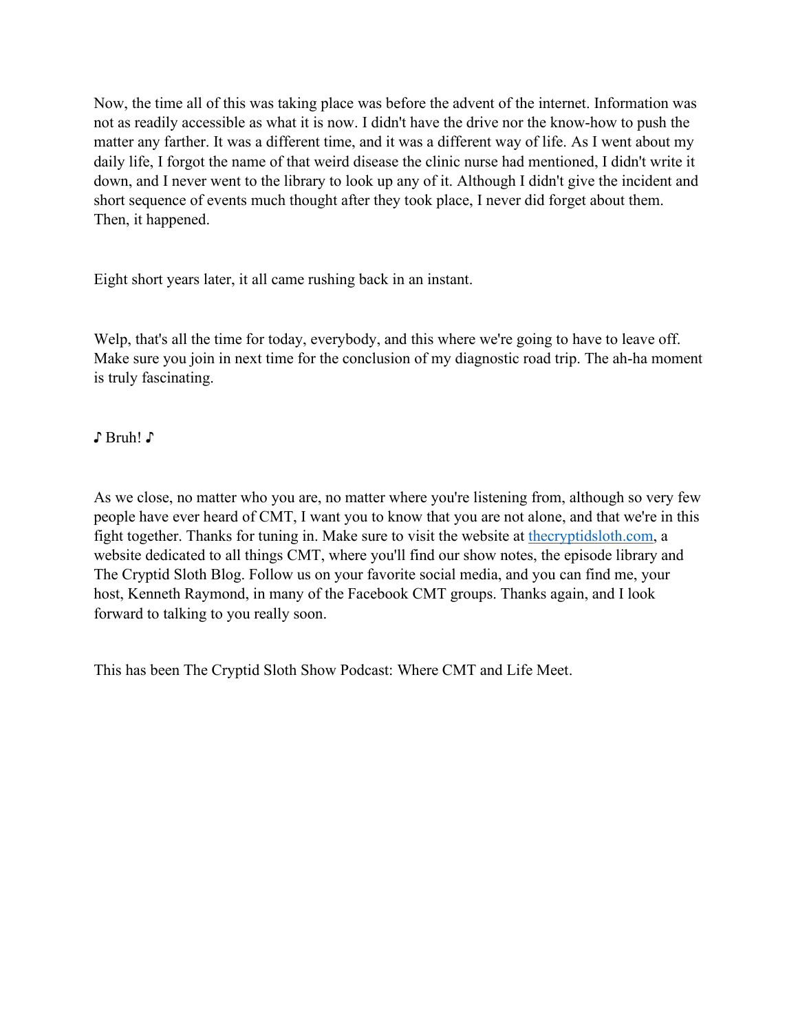Now, the time all of this was taking place was before the advent of the internet. Information was not as readily accessible as what it is now. I didn't have the drive nor the know-how to push the matter any farther. It was a different time, and it was a different way of life. As I went about my daily life, I forgot the name of that weird disease the clinic nurse had mentioned, I didn't write it down, and I never went to the library to look up any of it. Although I didn't give the incident and short sequence of events much thought after they took place, I never did forget about them. Then, it happened.

Eight short years later, it all came rushing back in an instant.

Welp, that's all the time for today, everybody, and this where we're going to have to leave off. Make sure you join in next time for the conclusion of my diagnostic road trip. The ah-ha moment is truly fascinating.

♪ Bruh! ♪

As we close, no matter who you are, no matter where you're listening from, although so very few people have ever heard of CMT, I want you to know that you are not alone, and that we're in this fight together. Thanks for tuning in. Make sure to visit the website at [thecryptidsloth.com](thecryptidsloth.com), a website dedicated to all things CMT, where you'll find our show notes, the episode library and The Cryptid Sloth Blog. Follow us on your favorite social media, and you can find me, your host, Kenneth Raymond, in many of the Facebook CMT groups. Thanks again, and I look forward to talking to you really soon.

This has been The Cryptid Sloth Show Podcast: Where CMT and Life Meet.